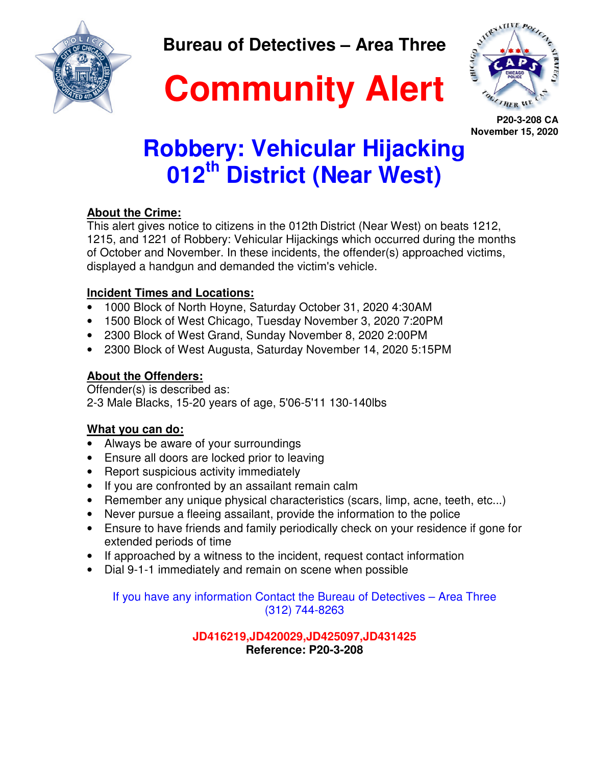# Bureau of Detectives – Area Three

# Community Alert

**P20-3-208 CA**
**November 15, 2020**

## Robbery: Vehicular Hijacking
## 012th District (Near West)

**About the Crime:**

This alert gives notice to citizens in the 012th District (Near West) on beats 1212, 1215, and 1221 of Robbery: Vehicular Hijackings which occurred during the months of October and November. In these incidents, the offender(s) approached victims, displayed a handgun and demanded the victim's vehicle.

**Incident Times and Locations:**

- 1000 Block of North Hoyne, Saturday October 31, 2020 4:30AM
- 1500 Block of West Chicago, Tuesday November 3, 2020 7:20PM
- 2300 Block of West Grand, Sunday November 8, 2020 2:00PM
- 2300 Block of West Augusta, Saturday November 14, 2020 5:15PM

**About the Offenders:**

Offender(s) is described as:
2-3 Male Blacks, 15-20 years of age, 5'06-5'11 130-140lbs

**What you can do:**

- Always be aware of your surroundings
- Ensure all doors are locked prior to leaving
- Report suspicious activity immediately
- If you are confronted by an assailant remain calm
- Remember any unique physical characteristics (scars, limp, acne, teeth, etc...)
- Never pursue a fleeing assailant, provide the information to the police
- Ensure to have friends and family periodically check on your residence if gone for extended periods of time
- If approached by a witness to the incident, request contact information
- Dial 9-1-1 immediately and remain on scene when possible

If you have any information Contact the Bureau of Detectives – Area Three
(312) 744-8263

**JD416219,JD420029,JD425097,JD431425**
**Reference: P20-3-208**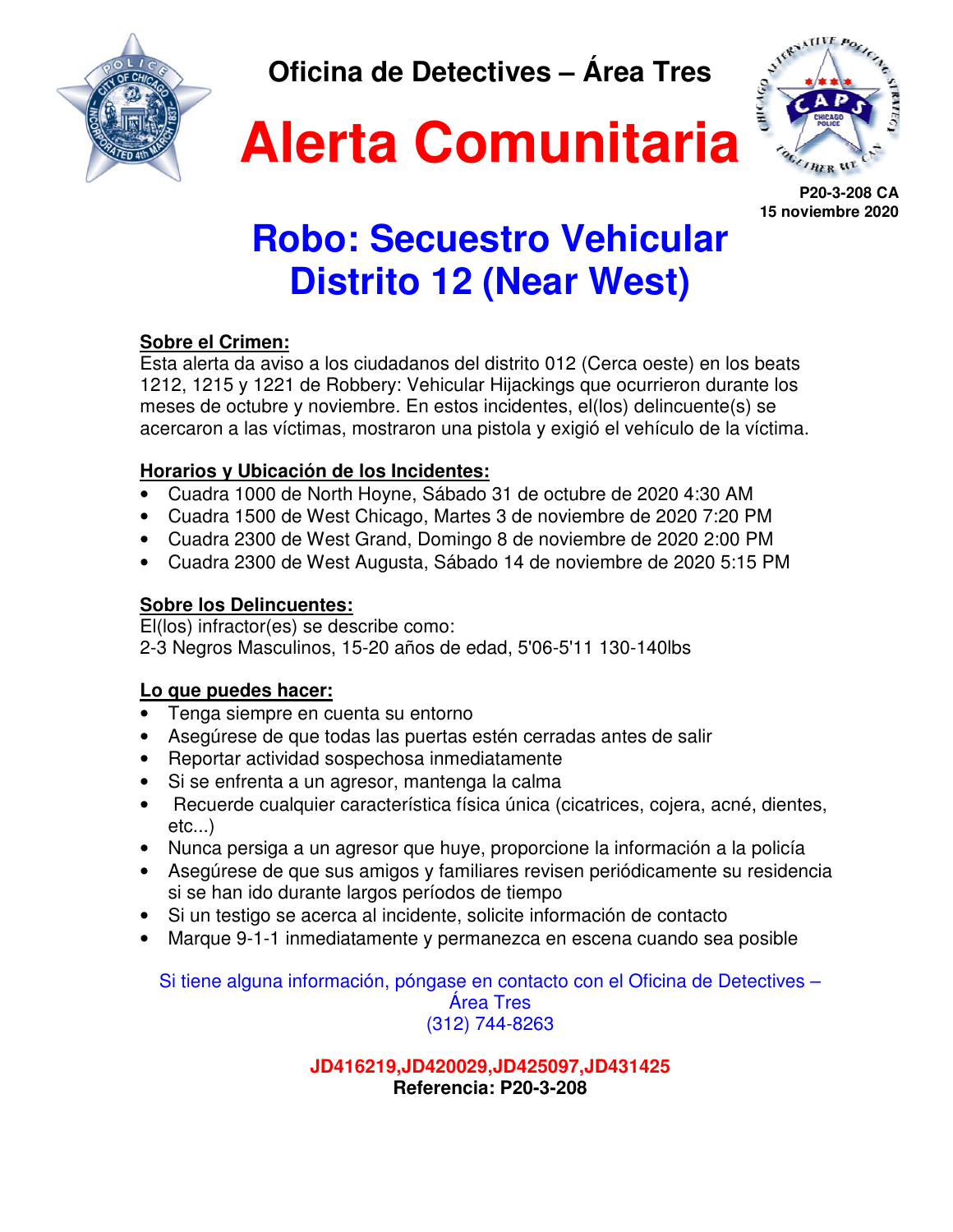# Oficina de Detectives – Área Tres

# Alerta Comunitaria

**P20-3-208 CA**
**15 noviembre 2020**

## Robo: Secuestro Vehicular
## Distrito 12 (Near West)

**Sobre el Crimen:**
Esta alerta da aviso a los ciudadanos del distrito 012 (Cerca oeste) en los beats 1212, 1215 y 1221 de Robbery: Vehicular Hijackings que ocurrieron durante los meses de octubre y noviembre. En estos incidentes, el(los) delincuente(s) se acercaron a las víctimas, mostraron una pistola y exigió el vehículo de la víctima.

**Horarios y Ubicación de los Incidentes:**

- Cuadra 1000 de North Hoyne, Sábado 31 de octubre de 2020 4:30 AM
- Cuadra 1500 de West Chicago, Martes 3 de noviembre de 2020 7:20 PM
- Cuadra 2300 de West Grand, Domingo 8 de noviembre de 2020 2:00 PM
- Cuadra 2300 de West Augusta, Sábado 14 de noviembre de 2020 5:15 PM

**Sobre los Delincuentes:**
El(los) infractor(es) se describe como:
2-3 Negros Masculinos, 15-20 años de edad, 5'06-5'11 130-140lbs

**Lo que puedes hacer:**

- Tenga siempre en cuenta su entorno
- Asegúrese de que todas las puertas estén cerradas antes de salir
- Reportar actividad sospechosa inmediatamente
- Si se enfrenta a un agresor, mantenga la calma
- Recuerde cualquier característica física única (cicatrices, cojera, acné, dientes, etc...)
- Nunca persiga a un agresor que huye, proporcione la información a la policía
- Asegúrese de que sus amigos y familiares revisen periódicamente su residencia si se han ido durante largos períodos de tiempo
- Si un testigo se acerca al incidente, solicite información de contacto
- Marque 9-1-1 inmediatamente y permanezca en escena cuando sea posible

Si tiene alguna información, póngase en contacto con el Oficina de Detectives – Área Tres
(312) 744-8263

**JD416219,JD420029,JD425097,JD431425**
**Referencia: P20-3-208**